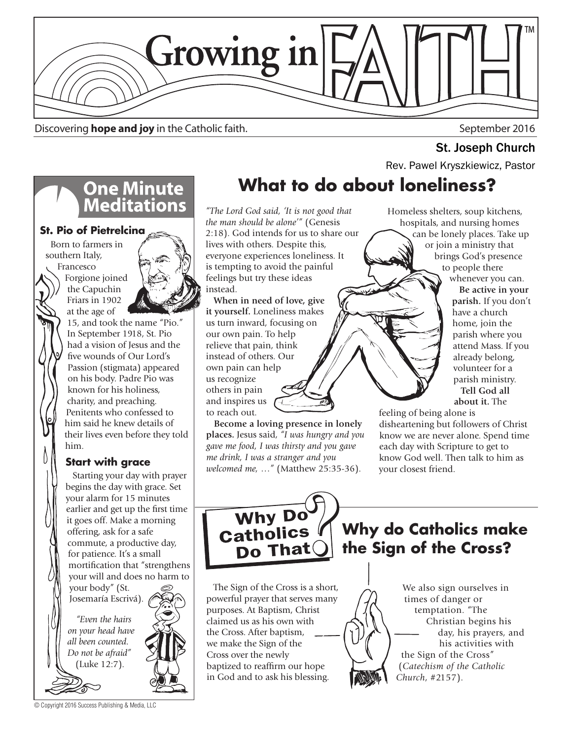# Growing in FAITH™

Discovering **hope and joy** in the Catholic faith.

September 2016

St. Joseph Church

Rev. Pawel Kryszkiewicz, Pastor

## One Minute Meditations

### St. Pio of Pietrelcina

Born to farmers in southern Italy, Francesco Forgione joined the Capuchin Friars in 1902 at the age of 15, and took the name "Pio." In September 1918, St. Pio had a vision of Jesus and the five wounds of Our Lord's Passion (stigmata) appeared on his body. Padre Pio was known for his holiness, charity, and preaching. Penitents who confessed to him said he knew details of their lives even before they told him.

### Start with grace

Starting your day with prayer begins the day with grace. Set your alarm for 15 minutes earlier and get up the first time it goes off. Make a morning offering, ask for a safe commute, a productive day, for patience. It's a small mortification that "strengthens your will and does no harm to your body" (St. Josemaría Escrivá).

*"Even the hairs on your head have all been counted. Do not be afraid"* (Luke 12:7).

## What to do about loneliness?

*"The Lord God said, 'It is not good that the man should be alone'"* (Genesis 2:18). God intends for us to share our lives with others. Despite this, everyone experiences loneliness. It is tempting to avoid the painful feelings but try these ideas instead.

**When in need of love, give it yourself.** Loneliness makes us turn inward, focusing on our own pain. To help relieve that pain, think instead of others. Our own pain can help us recognize others in pain and inspires us to reach out.

**Become a loving presence in lonely places.** Jesus said, *"I was hungry and you gave me food, I was thirsty and you gave me drink, I was a stranger and you welcomed me, …"* (Matthew 25:35-36). Homeless shelters, soup kitchens, hospitals, and nursing homes can be lonely places. Take up or join a ministry that brings God's presence to people there whenever you can.

**Be active in your parish.** If you don't have a church home, join the parish where you attend Mass. If you already belong, volunteer for a parish ministry.

**Tell God all about it.** The feeling of being alone is disheartening but followers of Christ know we are never alone. Spend time each day with Scripture to get to know God well. Then talk to him as your closest friend.

## Why Do Catholics Do That?

### Why do Catholics make the Sign of the Cross?

The Sign of the Cross is a short, powerful prayer that serves many purposes. At Baptism, Christ claimed us as his own with the Cross. After baptism, we make the Sign of the Cross over the newly baptized to reaffirm our hope in God and to ask his blessing.

We also sign ourselves in times of danger or temptation. "The Christian begins his day, his prayers, and his activities with the Sign of the Cross" (*Catechism of the Catholic Church*, #2157).

© Copyright 2016 Success Publishing & Media, LLC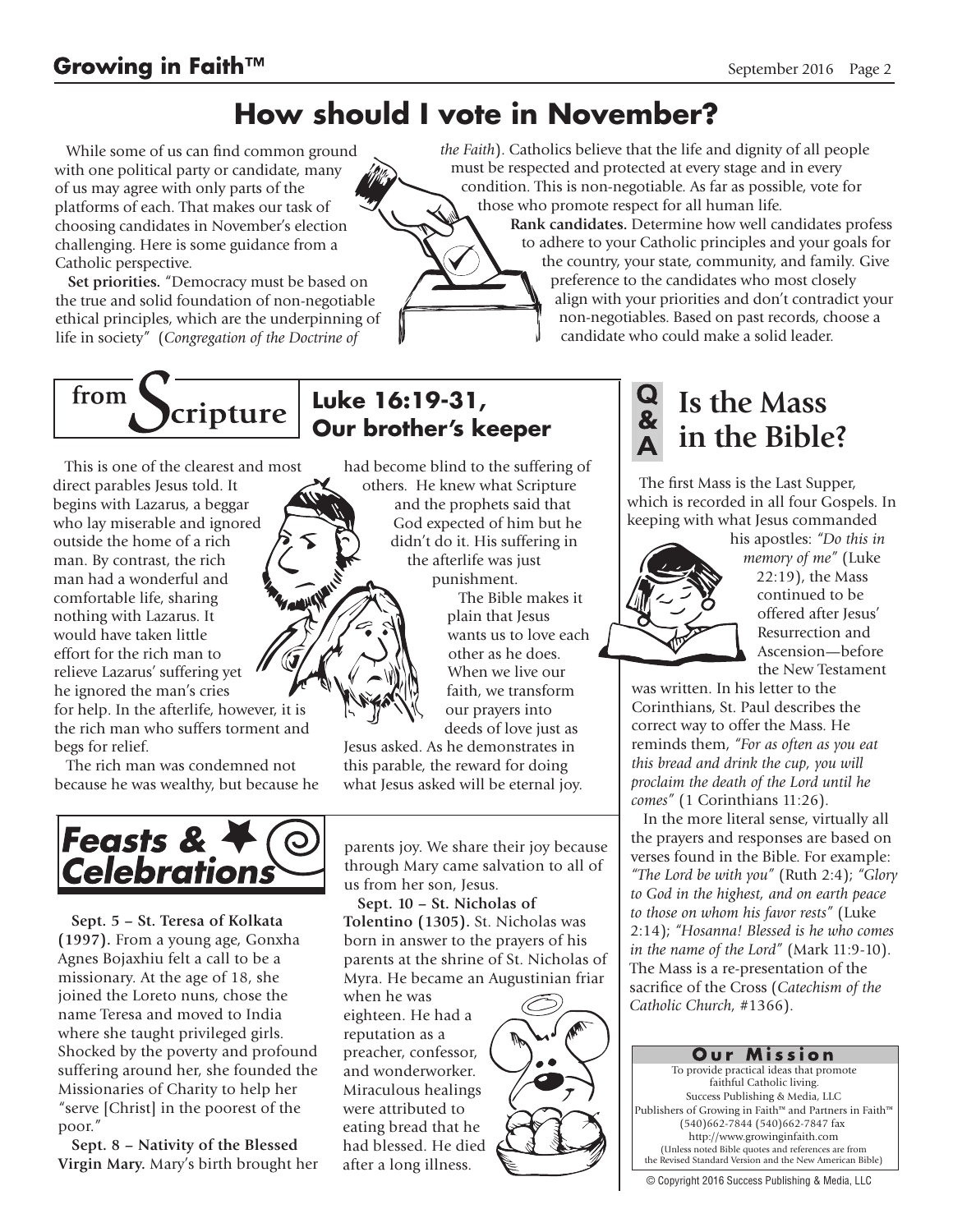# How should I vote in November?

While some of us can find common ground with one political party or candidate, many of us may agree with only parts of the platforms of each. That makes our task of choosing candidates in November's election challenging. Here is some guidance from a Catholic perspective.

**Set priorities.** "Democracy must be based on the true and solid foundation of non-negotiable ethical principles, which are the underpinning of life in society" (*Congregation of the Doctrine of the Faith*). Catholics believe that the life and dignity of all people must be respected and protected at every stage and in every condition. This is non-negotiable. As far as possible, vote for those who promote respect for all human life.

**Rank candidates.** Determine how well candidates profess to adhere to your Catholic principles and your goals for the country, your state, community, and family. Give preference to the candidates who most closely align with your priorities and don't contradict your non-negotiables. Based on past records, choose a candidate who could make a solid leader.

## from Scripture — Luke 16:19-31, Our brother's keeper

This is one of the clearest and most direct parables Jesus told. It begins with Lazarus, a beggar who lay miserable and ignored outside the home of a rich man. By contrast, the rich man had a wonderful and comfortable life, sharing nothing with Lazarus. It would have taken little effort for the rich man to relieve Lazarus' suffering yet he ignored the man's cries for help. In the afterlife, however, it is the rich man who suffers torment and begs for relief.

The rich man was condemned not because he was wealthy, but because he had become blind to the suffering of others. He knew what Scripture and the prophets said that God expected of him but he didn't do it. His suffering in the afterlife was just punishment.

The Bible makes it plain that Jesus wants us to love each other as he does. When we live our faith, we transform our prayers into deeds of love just as Jesus asked. As he demonstrates in this parable, the reward for doing what Jesus asked will be eternal joy.

## Feasts & Celebrations

**Sept. 5 – St. Teresa of Kolkata (1997).** From a young age, Gonxha Agnes Bojaxhiu felt a call to be a missionary. At the age of 18, she joined the Loreto nuns, chose the name Teresa and moved to India where she taught privileged girls. Shocked by the poverty and profound suffering around her, she founded the Missionaries of Charity to help her "serve [Christ] in the poorest of the poor."

**Sept. 8 – Nativity of the Blessed Virgin Mary.** Mary's birth brought her parents joy. We share their joy because through Mary came salvation to all of us from her son, Jesus.

**Sept. 10 – St. Nicholas of Tolentino (1305).** St. Nicholas was born in answer to the prayers of his parents at the shrine of St. Nicholas of Myra. He became an Augustinian friar when he was eighteen. He had a reputation as a preacher, confessor, and wonderworker. Miraculous healings were attributed to eating bread that he had blessed. He died after a long illness.

## Q&A Is the Mass in the Bible?

The first Mass is the Last Supper, which is recorded in all four Gospels. In keeping with what Jesus commanded his apostles: *"Do this in memory of me"* (Luke 22:19), the Mass continued to be offered after Jesus' Resurrection and Ascension—before the New Testament was written. In his letter to the Corinthians, St. Paul describes the correct way to offer the Mass. He reminds them, *"For as often as you eat this bread and drink the cup, you will proclaim the death of the Lord until he comes"* (1 Corinthians 11:26).

In the more literal sense, virtually all the prayers and responses are based on verses found in the Bible. For example: *"The Lord be with you"* (Ruth 2:4); *"Glory to God in the highest, and on earth peace to those on whom his favor rests"* (Luke 2:14); *"Hosanna! Blessed is he who comes in the name of the Lord"* (Mark 11:9-10). The Mass is a re-presentation of the sacrifice of the Cross (*Catechism of the Catholic Church,* #1366).

### Our Mission

To provide practical ideas that promote faithful Catholic living.
Success Publishing & Media, LLC
Publishers of Growing in Faith™ and Partners in Faith™
(540)662-7844 (540)662-7847 fax
http://www.growinginfaith.com
(Unless noted Bible quotes and references are from the Revised Standard Version and the New American Bible)

© Copyright 2016 Success Publishing & Media, LLC